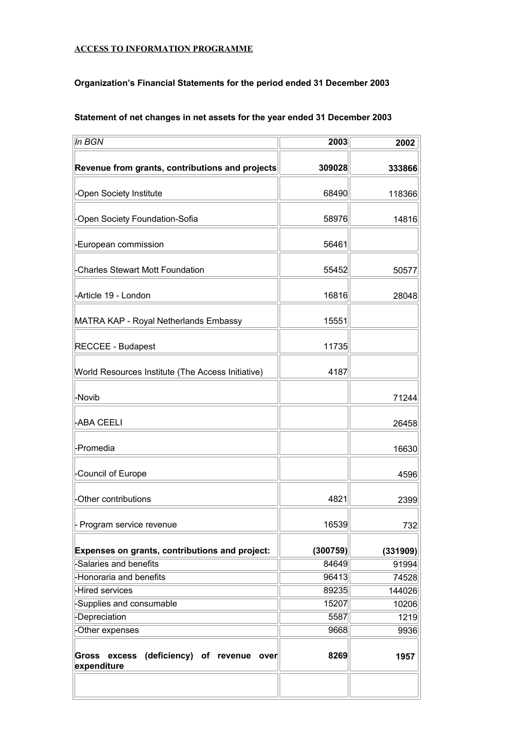**ACCESS TO INFORMATION PROGRAMME**

**Organization's Financial Statements for the period ended 31 December 2003**

**Statement of net changes in net assets for the year ended 31 December 2003**

| *In BGN* | 2003 | 2002 |
|---|---|---|
| **Revenue from grants, contributions and projects** | **309028** | **333866** |
| -Open Society Institute | 68490 | 118366 |
| -Open Society Foundation-Sofia | 58976 | 14816 |
| -European commission | 56461 | |
| -Charles Stewart Mott Foundation | 55452 | 50577 |
| -Article 19 - London | 16816 | 28048 |
| MATRA KAP - Royal Netherlands Embassy | 15551 | |
| RECCEE - Budapest | 11735 | |
| World Resources Institute (The Access Initiative) | 4187 | |
| -Novib | | 71244 |
| -ABA CEELI | | 26458 |
| -Promedia | | 16630 |
| -Council of Europe | | 4596 |
| -Other contributions | 4821 | 2399 |
| - Program service revenue | 16539 | 732 |
| **Expenses on grants, contributions and project:** | **(300759)** | **(331909)** |
| -Salaries and benefits | 84649 | 91994 |
| -Honoraria and benefits | 96413 | 74528 |
| -Hired services | 89235 | 144026 |
| -Supplies and consumable | 15207 | 10206 |
| -Depreciation | 5587 | 1219 |
| -Other expenses | 9668 | 9936 |
| **Gross excess (deficiency) of revenue over expenditure** | **8269** | **1957** |
| | | |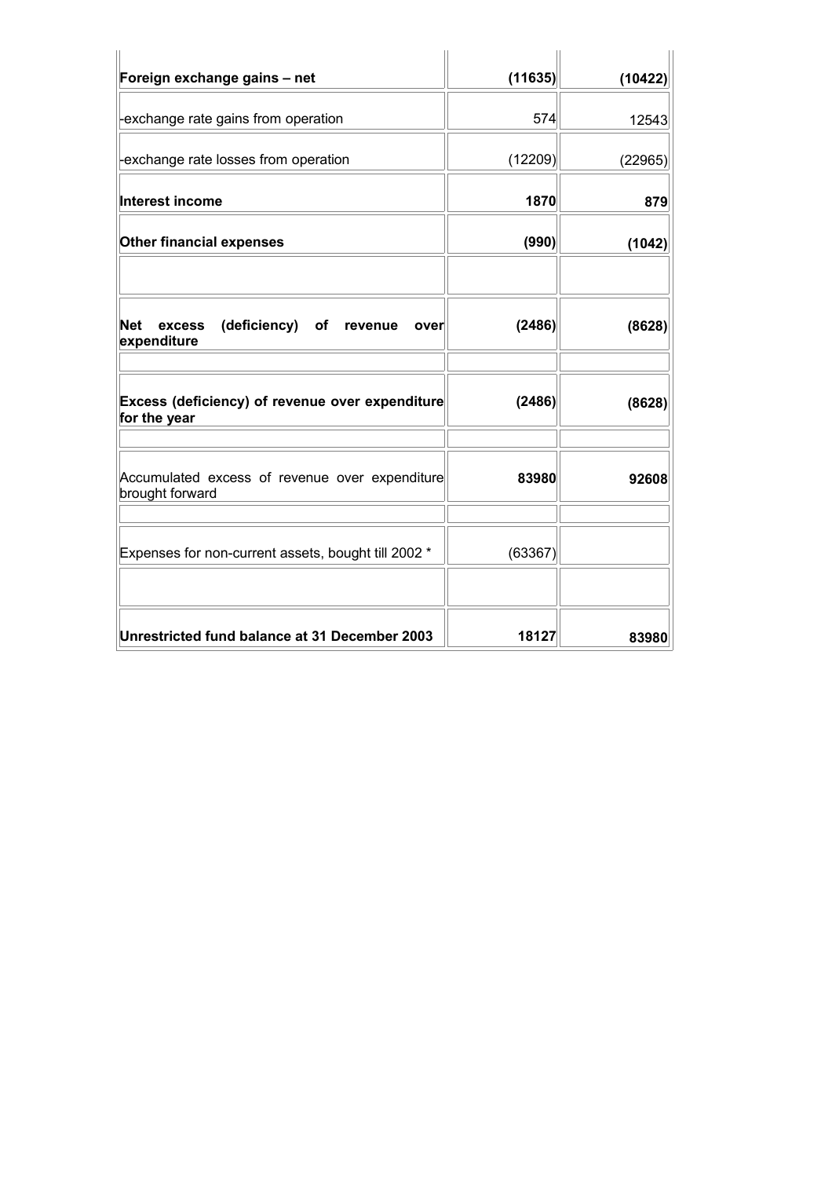| | | |
|---|---|---|
| **Foreign exchange gains – net** | **(11635)** | **(10422)** |
| -exchange rate gains from operation | 574 | 12543 |
| -exchange rate losses from operation | (12209) | (22965) |
| **Interest income** | **1870** | **879** |
| **Other financial expenses** | **(990)** | **(1042)** |
| | | |
| **Net excess (deficiency) of revenue over expenditure** | **(2486)** | **(8628)** |
| | | |
| **Excess (deficiency) of revenue over expenditure for the year** | **(2486)** | **(8628)** |
| | | |
| Accumulated excess of revenue over expenditure brought forward | **83980** | **92608** |
| | | |
| Expenses for non-current assets, bought till 2002 * | (63367) | |
| | | |
| **Unrestricted fund balance at 31 December 2003** | **18127** | **83980** |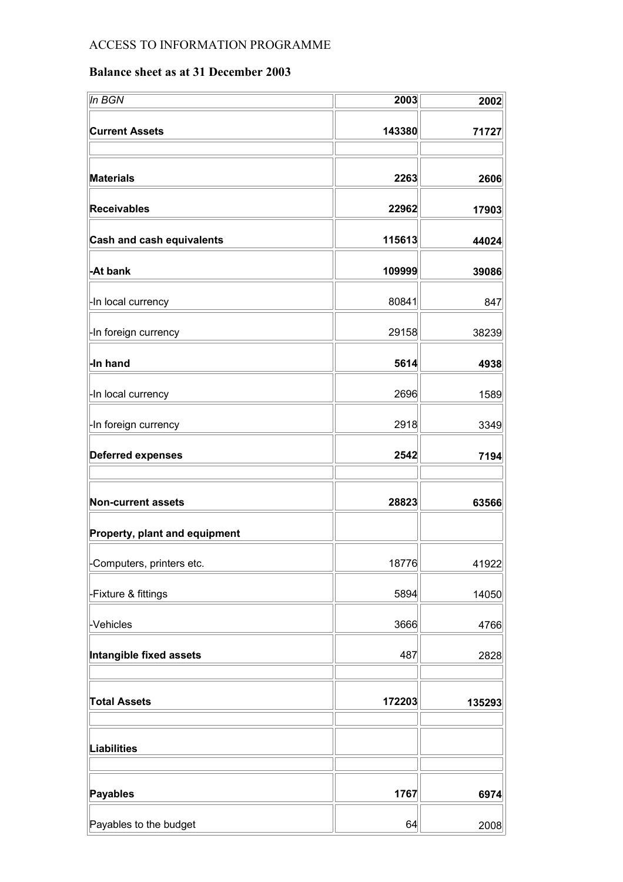ACCESS TO INFORMATION PROGRAMME

## Balance sheet as at 31 December 2003

| *In BGN* | **2003** | **2002** |
|---|---|---|
| **Current Assets** | **143380** | **71727** |
| | | |
| **Materials** | **2263** | **2606** |
| **Receivables** | **22962** | **17903** |
| **Cash and cash equivalents** | **115613** | **44024** |
| **-At bank** | **109999** | **39086** |
| -In local currency | 80841 | 847 |
| -In foreign currency | 29158 | 38239 |
| **-In hand** | **5614** | **4938** |
| -In local currency | 2696 | 1589 |
| -In foreign currency | 2918 | 3349 |
| **Deferred expenses** | **2542** | **7194** |
| | | |
| **Non-current assets** | **28823** | **63566** |
| **Property, plant and equipment** | | |
| -Computers, printers etc. | 18776 | 41922 |
| -Fixture & fittings | 5894 | 14050 |
| -Vehicles | 3666 | 4766 |
| **Intangible fixed assets** | 487 | 2828 |
| | | |
| **Total Assets** | **172203** | **135293** |
| | | |
| **Liabilities** | | |
| | | |
| **Payables** | **1767** | **6974** |
| Payables to the budget | 64 | 2008 |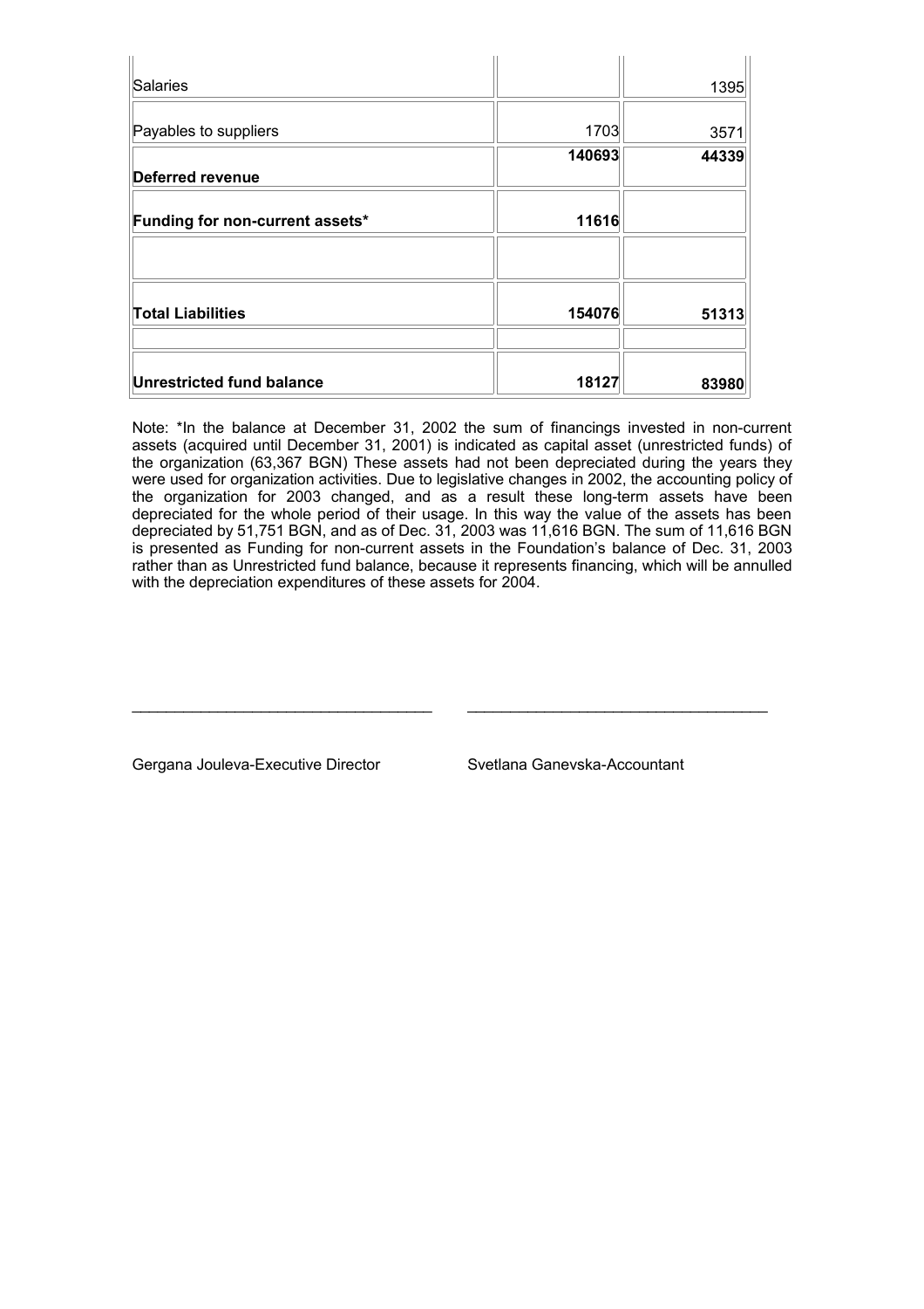| | | |
|---|---|---|
| Salaries | | 1395 |
| Payables to suppliers | 1703 | 3571 |
| **Deferred revenue** | **140693** | **44339** |
| **Funding for non-current assets*** | **11616** | |
| | | |
| **Total Liabilities** | **154076** | **51313** |
| | | |
| **Unrestricted fund balance** | **18127** | **83980** |

Note: *In the balance at December 31, 2002 the sum of financings invested in non-current assets (acquired until December 31, 2001) is indicated as capital asset (unrestricted funds) of the organization (63,367 BGN) These assets had not been depreciated during the years they were used for organization activities. Due to legislative changes in 2002, the accounting policy of the organization for 2003 changed, and as a result these long-term assets have been depreciated for the whole period of their usage. In this way the value of the assets has been depreciated by 51,751 BGN, and as of Dec. 31, 2003 was 11,616 BGN. The sum of 11,616 BGN is presented as Funding for non-current assets in the Foundation's balance of Dec. 31, 2003 rather than as Unrestricted fund balance, because it represents financing, which will be annulled with the depreciation expenditures of these assets for 2004.

___________________________________ ___________________________________

Gergana Jouleva-Executive Director Svetlana Ganevska-Accountant